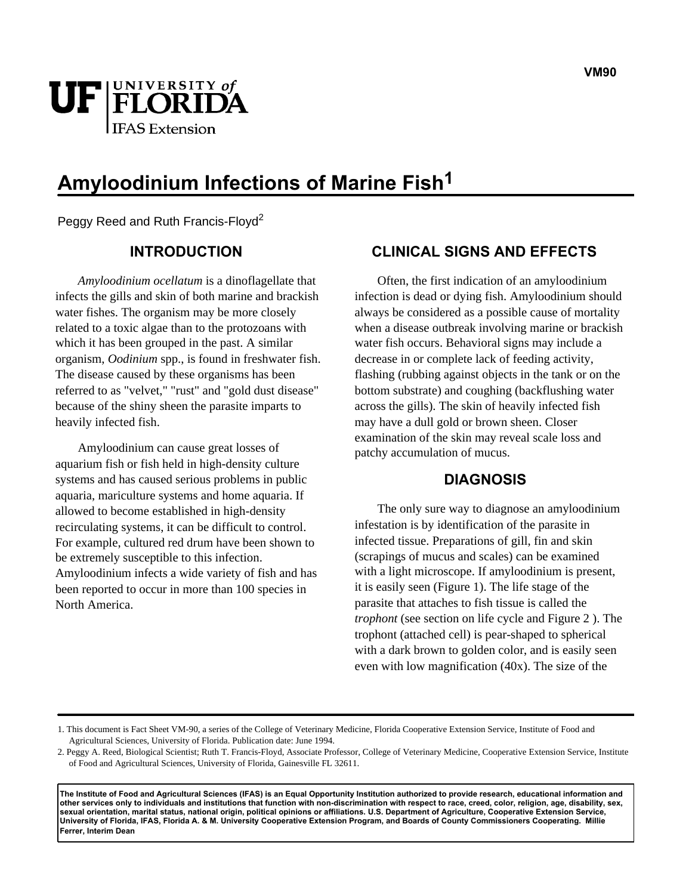# Amyloodinium Infections of Marine Fish[1]

Peggy Reed and Ruth Francis-Floyd[2]

## INTRODUCTION

*Amyloodinium ocellatum* is a dinoflagellate that infects the gills and skin of both marine and brackish water fishes. The organism may be more closely related to a toxic algae than to the protozoans with which it has been grouped in the past. A similar organism, *Oodinium* spp., is found in freshwater fish. The disease caused by these organisms has been referred to as "velvet," "rust" and "gold dust disease" because of the shiny sheen the parasite imparts to heavily infected fish.

Amyloodinium can cause great losses of aquarium fish or fish held in high-density culture systems and has caused serious problems in public aquaria, mariculture systems and home aquaria. If allowed to become established in high-density recirculating systems, it can be difficult to control. For example, cultured red drum have been shown to be extremely susceptible to this infection. Amyloodinium infects a wide variety of fish and has been reported to occur in more than 100 species in North America.

## CLINICAL SIGNS AND EFFECTS

Often, the first indication of an amyloodinium infection is dead or dying fish. Amyloodinium should always be considered as a possible cause of mortality when a disease outbreak involving marine or brackish water fish occurs. Behavioral signs may include a decrease in or complete lack of feeding activity, flashing (rubbing against objects in the tank or on the bottom substrate) and coughing (backflushing water across the gills). The skin of heavily infected fish may have a dull gold or brown sheen. Closer examination of the skin may reveal scale loss and patchy accumulation of mucus.

## DIAGNOSIS

The only sure way to diagnose an amyloodinium infestation is by identification of the parasite in infected tissue. Preparations of gill, fin and skin (scrapings of mucus and scales) can be examined with a light microscope. If amyloodinium is present, it is easily seen (Figure 1). The life stage of the parasite that attaches to fish tissue is called the *trophont* (see section on life cycle and Figure 2 ). The trophont (attached cell) is pear-shaped to spherical with a dark brown to golden color, and is easily seen even with low magnification (40x). The size of the

---

1. This document is Fact Sheet VM-90, a series of the College of Veterinary Medicine, Florida Cooperative Extension Service, Institute of Food and Agricultural Sciences, University of Florida. Publication date: June 1994.
2. Peggy A. Reed, Biological Scientist; Ruth T. Francis-Floyd, Associate Professor, College of Veterinary Medicine, Cooperative Extension Service, Institute of Food and Agricultural Sciences, University of Florida, Gainesville FL 32611.

**The Institute of Food and Agricultural Sciences (IFAS) is an Equal Opportunity Institution authorized to provide research, educational information and other services only to individuals and institutions that function with non-discrimination with respect to race, creed, color, religion, age, disability, sex, sexual orientation, marital status, national origin, political opinions or affiliations. U.S. Department of Agriculture, Cooperative Extension Service, University of Florida, IFAS, Florida A. & M. University Cooperative Extension Program, and Boards of County Commissioners Cooperating. Millie Ferrer, Interim Dean**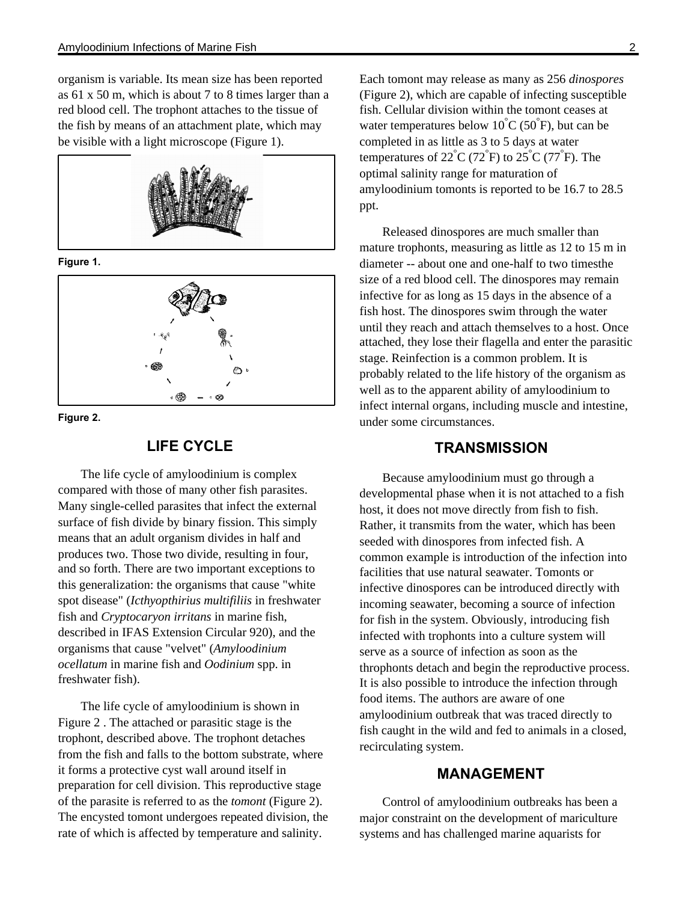organism is variable. Its mean size has been reported as 61 x 50 m, which is about 7 to 8 times larger than a red blood cell. The trophont attaches to the tissue of the fish by means of an attachment plate, which may be visible with a light microscope (Figure 1).

Figure 1.

Figure 2.

## LIFE CYCLE

The life cycle of amyloodinium is complex compared with those of many other fish parasites. Many single-celled parasites that infect the external surface of fish divide by binary fission. This simply means that an adult organism divides in half and produces two. Those two divide, resulting in four, and so forth. There are two important exceptions to this generalization: the organisms that cause "white spot disease" (*Icthyopthirius multifiliis* in freshwater fish and *Cryptocaryon irritans* in marine fish, described in IFAS Extension Circular 920), and the organisms that cause "velvet" (*Amyloodinium ocellatum* in marine fish and *Oodinium* spp. in freshwater fish).

The life cycle of amyloodinium is shown in Figure 2 . The attached or parasitic stage is the trophont, described above. The trophont detaches from the fish and falls to the bottom substrate, where it forms a protective cyst wall around itself in preparation for cell division. This reproductive stage of the parasite is referred to as the *tomont* (Figure 2). The encysted tomont undergoes repeated division, the rate of which is affected by temperature and salinity. Each tomont may release as many as 256 *dinospores* (Figure 2), which are capable of infecting susceptible fish. Cellular division within the tomont ceases at water temperatures below 10°C (50°F), but can be completed in as little as 3 to 5 days at water temperatures of 22°C (72°F) to 25°C (77°F). The optimal salinity range for maturation of amyloodinium tomonts is reported to be 16.7 to 28.5 ppt.

Released dinospores are much smaller than mature trophonts, measuring as little as 12 to 15 m in diameter -- about one and one-half to two timesthe size of a red blood cell. The dinospores may remain infective for as long as 15 days in the absence of a fish host. The dinospores swim through the water until they reach and attach themselves to a host. Once attached, they lose their flagella and enter the parasitic stage. Reinfection is a common problem. It is probably related to the life history of the organism as well as to the apparent ability of amyloodinium to infect internal organs, including muscle and intestine, under some circumstances.

## TRANSMISSION

Because amyloodinium must go through a developmental phase when it is not attached to a fish host, it does not move directly from fish to fish. Rather, it transmits from the water, which has been seeded with dinospores from infected fish. A common example is introduction of the infection into facilities that use natural seawater. Tomonts or infective dinospores can be introduced directly with incoming seawater, becoming a source of infection for fish in the system. Obviously, introducing fish infected with trophonts into a culture system will serve as a source of infection as soon as the throphonts detach and begin the reproductive process. It is also possible to introduce the infection through food items. The authors are aware of one amyloodinium outbreak that was traced directly to fish caught in the wild and fed to animals in a closed, recirculating system.

## MANAGEMENT

Control of amyloodinium outbreaks has been a major constraint on the development of mariculture systems and has challenged marine aquarists for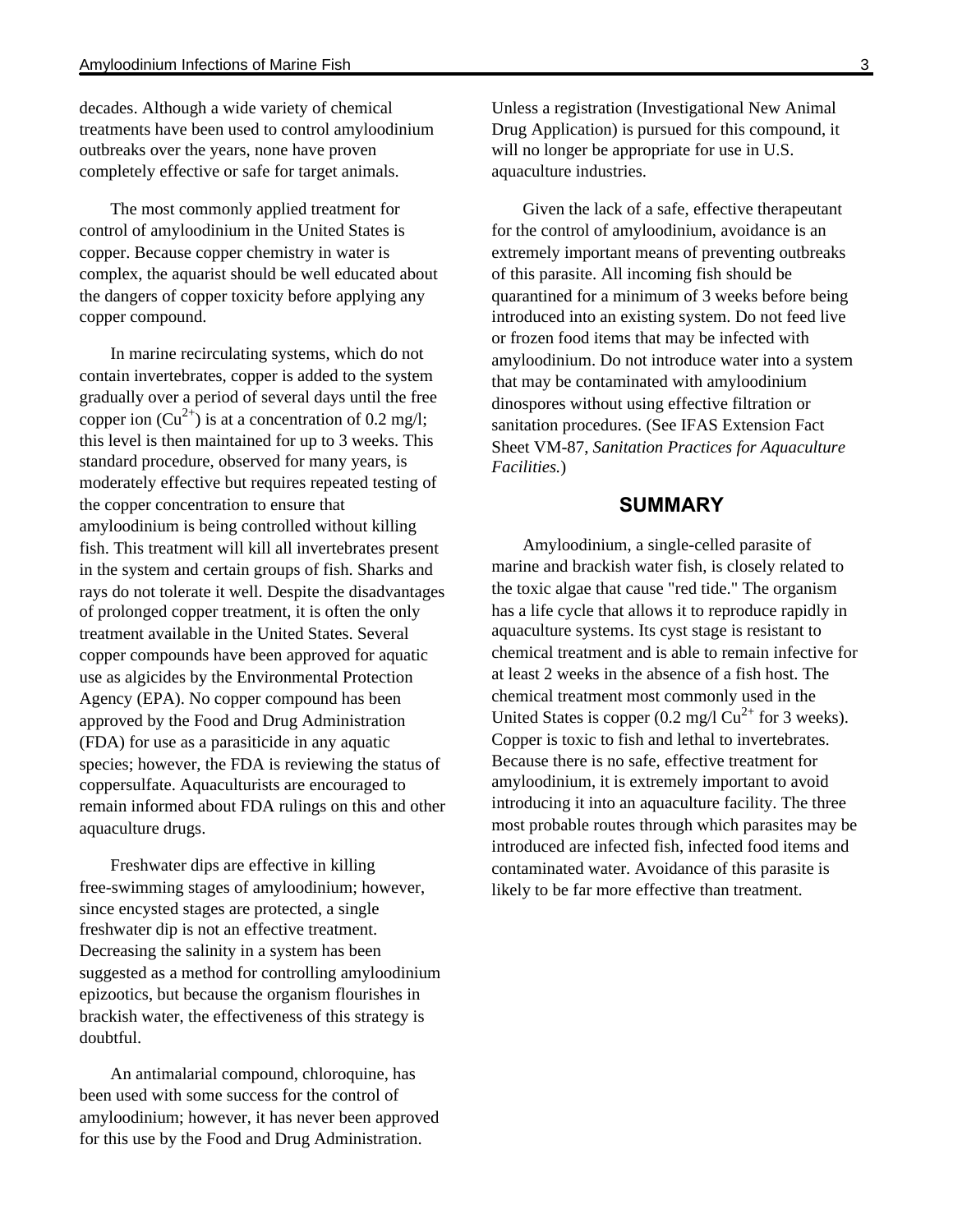decades. Although a wide variety of chemical treatments have been used to control amyloodinium outbreaks over the years, none have proven completely effective or safe for target animals.

The most commonly applied treatment for control of amyloodinium in the United States is copper. Because copper chemistry in water is complex, the aquarist should be well educated about the dangers of copper toxicity before applying any copper compound.

In marine recirculating systems, which do not contain invertebrates, copper is added to the system gradually over a period of several days until the free copper ion ($Cu^{2+}$) is at a concentration of 0.2 mg/l; this level is then maintained for up to 3 weeks. This standard procedure, observed for many years, is moderately effective but requires repeated testing of the copper concentration to ensure that amyloodinium is being controlled without killing fish. This treatment will kill all invertebrates present in the system and certain groups of fish. Sharks and rays do not tolerate it well. Despite the disadvantages of prolonged copper treatment, it is often the only treatment available in the United States. Several copper compounds have been approved for aquatic use as algicides by the Environmental Protection Agency (EPA). No copper compound has been approved by the Food and Drug Administration (FDA) for use as a parasiticide in any aquatic species; however, the FDA is reviewing the status of coppersulfate. Aquaculturists are encouraged to remain informed about FDA rulings on this and other aquaculture drugs.

Freshwater dips are effective in killing free-swimming stages of amyloodinium; however, since encysted stages are protected, a single freshwater dip is not an effective treatment. Decreasing the salinity in a system has been suggested as a method for controlling amyloodinium epizootics, but because the organism flourishes in brackish water, the effectiveness of this strategy is doubtful.

An antimalarial compound, chloroquine, has been used with some success for the control of amyloodinium; however, it has never been approved for this use by the Food and Drug Administration. Unless a registration (Investigational New Animal Drug Application) is pursued for this compound, it will no longer be appropriate for use in U.S. aquaculture industries.

Given the lack of a safe, effective therapeutant for the control of amyloodinium, avoidance is an extremely important means of preventing outbreaks of this parasite. All incoming fish should be quarantined for a minimum of 3 weeks before being introduced into an existing system. Do not feed live or frozen food items that may be infected with amyloodinium. Do not introduce water into a system that may be contaminated with amyloodinium dinospores without using effective filtration or sanitation procedures. (See IFAS Extension Fact Sheet VM-87, *Sanitation Practices for Aquaculture Facilities.*)

## SUMMARY

Amyloodinium, a single-celled parasite of marine and brackish water fish, is closely related to the toxic algae that cause "red tide." The organism has a life cycle that allows it to reproduce rapidly in aquaculture systems. Its cyst stage is resistant to chemical treatment and is able to remain infective for at least 2 weeks in the absence of a fish host. The chemical treatment most commonly used in the United States is copper (0.2 mg/l $Cu^{2+}$ for 3 weeks). Copper is toxic to fish and lethal to invertebrates. Because there is no safe, effective treatment for amyloodinium, it is extremely important to avoid introducing it into an aquaculture facility. The three most probable routes through which parasites may be introduced are infected fish, infected food items and contaminated water. Avoidance of this parasite is likely to be far more effective than treatment.